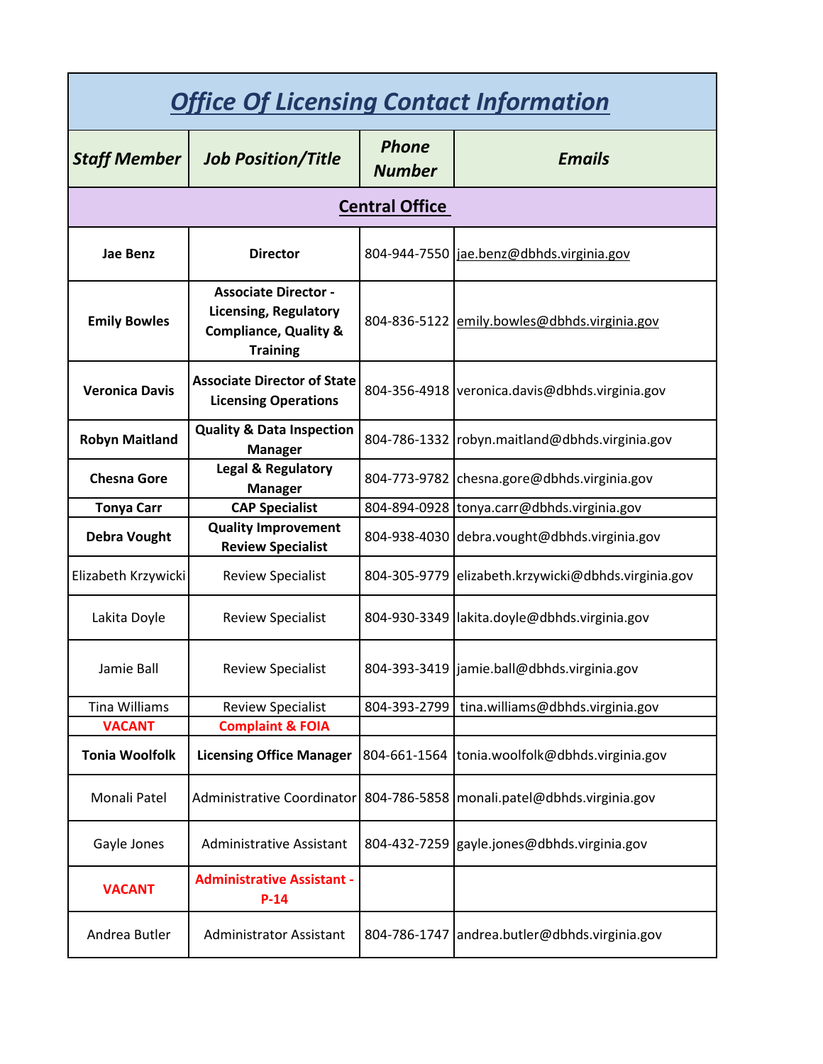# *Office Of Licensing Contact Information*

| ***Staff Member*** | ***Job Position/Title*** | ***Phone Number*** | ***Emails*** |
|---|---|---|---|
| **Central Office** | | | |
| **Jae Benz** | **Director** | 804-944-7550 | jae.benz@dbhds.virginia.gov |
| **Emily Bowles** | **Associate Director - Licensing, Regulatory Compliance, Quality & Training** | 804-836-5122 | emily.bowles@dbhds.virginia.gov |
| **Veronica Davis** | **Associate Director of State Licensing Operations** | 804-356-4918 | veronica.davis@dbhds.virginia.gov |
| **Robyn Maitland** | **Quality & Data Inspection Manager** | 804-786-1332 | robyn.maitland@dbhds.virginia.gov |
| **Chesna Gore** | **Legal & Regulatory Manager** | 804-773-9782 | chesna.gore@dbhds.virginia.gov |
| **Tonya Carr** | **CAP Specialist** | 804-894-0928 | tonya.carr@dbhds.virginia.gov |
| **Debra Vought** | **Quality Improvement Review Specialist** | 804-938-4030 | debra.vought@dbhds.virginia.gov |
| Elizabeth Krzywicki | Review Specialist | 804-305-9779 | elizabeth.krzywicki@dbhds.virginia.gov |
| Lakita Doyle | Review Specialist | 804-930-3349 | lakita.doyle@dbhds.virginia.gov |
| Jamie Ball | Review Specialist | 804-393-3419 | jamie.ball@dbhds.virginia.gov |
| Tina Williams | Review Specialist | 804-393-2799 | tina.williams@dbhds.virginia.gov |
| **VACANT** | **Complaint & FOIA** | | |
| **Tonia Woolfolk** | **Licensing Office Manager** | 804-661-1564 | tonia.woolfolk@dbhds.virginia.gov |
| Monali Patel | Administrative Coordinator | 804-786-5858 | monali.patel@dbhds.virginia.gov |
| Gayle Jones | Administrative Assistant | 804-432-7259 | gayle.jones@dbhds.virginia.gov |
| **VACANT** | **Administrative Assistant - P-14** | | |
| Andrea Butler | Administrator Assistant | 804-786-1747 | andrea.butler@dbhds.virginia.gov |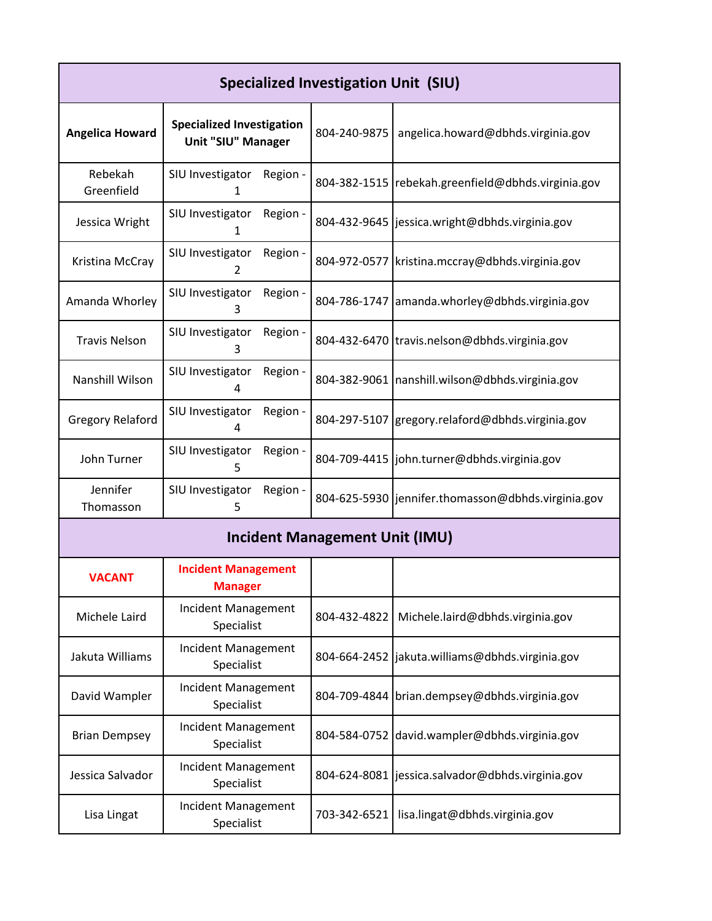| Specialized Investigation Unit (SIU) | | | |
|---|---|---|---|
| **Angelica Howard** | **Specialized Investigation Unit "SIU" Manager** | 804-240-9875 | angelica.howard@dbhds.virginia.gov |
| Rebekah Greenfield | SIU Investigator Region - 1 | 804-382-1515 | rebekah.greenfield@dbhds.virginia.gov |
| Jessica Wright | SIU Investigator Region - 1 | 804-432-9645 | jessica.wright@dbhds.virginia.gov |
| Kristina McCray | SIU Investigator Region - 2 | 804-972-0577 | kristina.mccray@dbhds.virginia.gov |
| Amanda Whorley | SIU Investigator Region - 3 | 804-786-1747 | amanda.whorley@dbhds.virginia.gov |
| Travis Nelson | SIU Investigator Region - 3 | 804-432-6470 | travis.nelson@dbhds.virginia.gov |
| Nanshill Wilson | SIU Investigator Region - 4 | 804-382-9061 | nanshill.wilson@dbhds.virginia.gov |
| Gregory Relaford | SIU Investigator Region - 4 | 804-297-5107 | gregory.relaford@dbhds.virginia.gov |
| John Turner | SIU Investigator Region - 5 | 804-709-4415 | john.turner@dbhds.virginia.gov |
| Jennifer Thomasson | SIU Investigator Region - 5 | 804-625-5930 | jennifer.thomasson@dbhds.virginia.gov |
| **Incident Management Unit (IMU)** | | | |
| **VACANT** | **Incident Management Manager** | | |
| Michele Laird | Incident Management Specialist | 804-432-4822 | Michele.laird@dbhds.virginia.gov |
| Jakuta Williams | Incident Management Specialist | 804-664-2452 | jakuta.williams@dbhds.virginia.gov |
| David Wampler | Incident Management Specialist | 804-709-4844 | brian.dempsey@dbhds.virginia.gov |
| Brian Dempsey | Incident Management Specialist | 804-584-0752 | david.wampler@dbhds.virginia.gov |
| Jessica Salvador | Incident Management Specialist | 804-624-8081 | jessica.salvador@dbhds.virginia.gov |
| Lisa Lingat | Incident Management Specialist | 703-342-6521 | lisa.lingat@dbhds.virginia.gov |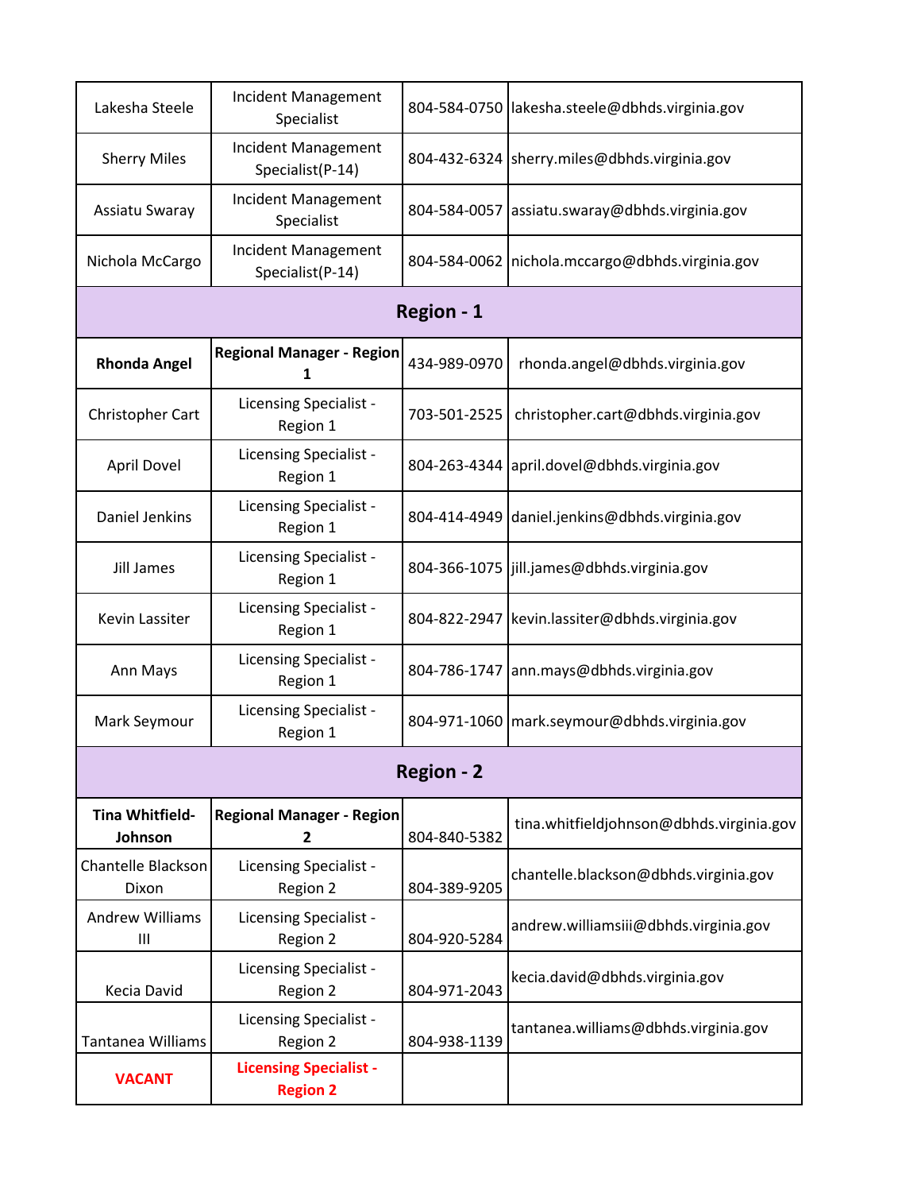| | | | |
|---|---|---|---|
| Lakesha Steele | Incident Management Specialist | 804-584-0750 | lakesha.steele@dbhds.virginia.gov |
| Sherry Miles | Incident Management Specialist(P-14) | 804-432-6324 | sherry.miles@dbhds.virginia.gov |
| Assiatu Swaray | Incident Management Specialist | 804-584-0057 | assiatu.swaray@dbhds.virginia.gov |
| Nichola McCargo | Incident Management Specialist(P-14) | 804-584-0062 | nichola.mccargo@dbhds.virginia.gov |
| **Region - 1** | | | |
| **Rhonda Angel** | **Regional Manager - Region 1** | 434-989-0970 | rhonda.angel@dbhds.virginia.gov |
| Christopher Cart | Licensing Specialist - Region 1 | 703-501-2525 | christopher.cart@dbhds.virginia.gov |
| April Dovel | Licensing Specialist - Region 1 | 804-263-4344 | april.dovel@dbhds.virginia.gov |
| Daniel Jenkins | Licensing Specialist - Region 1 | 804-414-4949 | daniel.jenkins@dbhds.virginia.gov |
| Jill James | Licensing Specialist - Region 1 | 804-366-1075 | jill.james@dbhds.virginia.gov |
| Kevin Lassiter | Licensing Specialist - Region 1 | 804-822-2947 | kevin.lassiter@dbhds.virginia.gov |
| Ann Mays | Licensing Specialist - Region 1 | 804-786-1747 | ann.mays@dbhds.virginia.gov |
| Mark Seymour | Licensing Specialist - Region 1 | 804-971-1060 | mark.seymour@dbhds.virginia.gov |
| **Region - 2** | | | |
| **Tina Whitfield-Johnson** | **Regional Manager - Region 2** | 804-840-5382 | tina.whitfieldjohnson@dbhds.virginia.gov |
| Chantelle Blackson Dixon | Licensing Specialist - Region 2 | 804-389-9205 | chantelle.blackson@dbhds.virginia.gov |
| Andrew Williams III | Licensing Specialist - Region 2 | 804-920-5284 | andrew.williamsiii@dbhds.virginia.gov |
| Kecia David | Licensing Specialist - Region 2 | 804-971-2043 | kecia.david@dbhds.virginia.gov |
| Tantanea Williams | Licensing Specialist - Region 2 | 804-938-1139 | tantanea.williams@dbhds.virginia.gov |
| **VACANT** | **Licensing Specialist - Region 2** | | |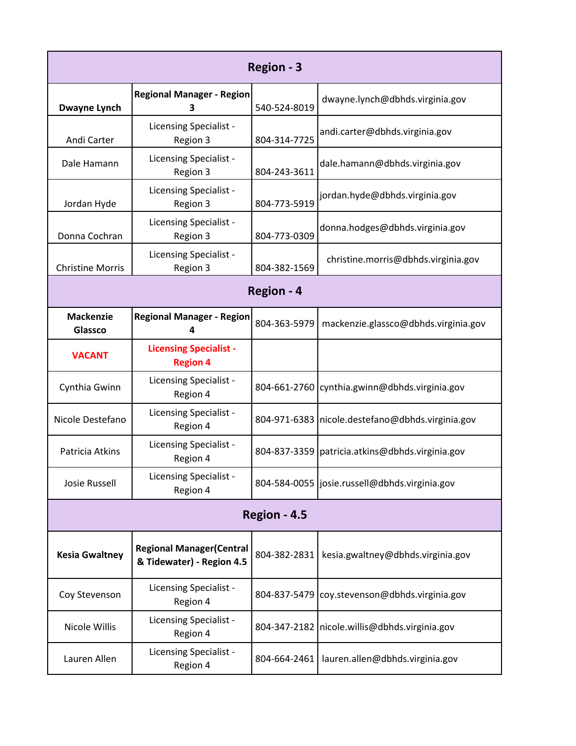| Region - 3 | | | |
|---|---|---|---|
| **Dwayne Lynch** | **Regional Manager - Region 3** | 540-524-8019 | dwayne.lynch@dbhds.virginia.gov |
| Andi Carter | Licensing Specialist - Region 3 | 804-314-7725 | andi.carter@dbhds.virginia.gov |
| Dale Hamann | Licensing Specialist - Region 3 | 804-243-3611 | dale.hamann@dbhds.virginia.gov |
| Jordan Hyde | Licensing Specialist - Region 3 | 804-773-5919 | jordan.hyde@dbhds.virginia.gov |
| Donna Cochran | Licensing Specialist - Region 3 | 804-773-0309 | donna.hodges@dbhds.virginia.gov |
| Christine Morris | Licensing Specialist - Region 3 | 804-382-1569 | christine.morris@dbhds.virginia.gov |
| **Region - 4** | | | |
| **Mackenzie Glassco** | **Regional Manager - Region 4** | 804-363-5979 | mackenzie.glassco@dbhds.virginia.gov |
| **VACANT** | **Licensing Specialist - Region 4** | | |
| Cynthia Gwinn | Licensing Specialist - Region 4 | 804-661-2760 | cynthia.gwinn@dbhds.virginia.gov |
| Nicole Destefano | Licensing Specialist - Region 4 | 804-971-6383 | nicole.destefano@dbhds.virginia.gov |
| Patricia Atkins | Licensing Specialist - Region 4 | 804-837-3359 | patricia.atkins@dbhds.virginia.gov |
| Josie Russell | Licensing Specialist - Region 4 | 804-584-0055 | josie.russell@dbhds.virginia.gov |
| **Region - 4.5** | | | |
| **Kesia Gwaltney** | **Regional Manager(Central & Tidewater) - Region 4.5** | 804-382-2831 | kesia.gwaltney@dbhds.virginia.gov |
| Coy Stevenson | Licensing Specialist - Region 4 | 804-837-5479 | coy.stevenson@dbhds.virginia.gov |
| Nicole Willis | Licensing Specialist - Region 4 | 804-347-2182 | nicole.willis@dbhds.virginia.gov |
| Lauren Allen | Licensing Specialist - Region 4 | 804-664-2461 | lauren.allen@dbhds.virginia.gov |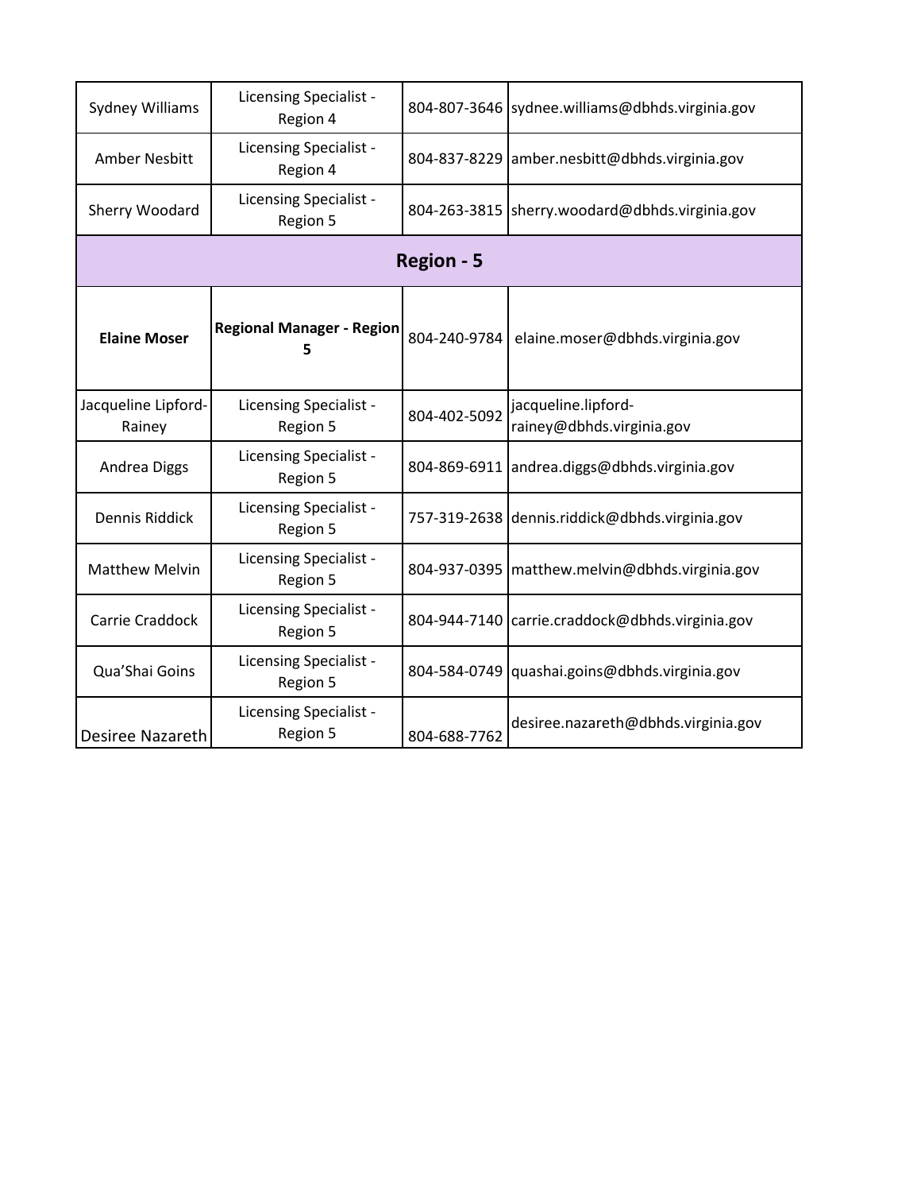| | | | |
|---|---|---|---|
| Sydney Williams | Licensing Specialist - Region 4 | 804-807-3646 | sydnee.williams@dbhds.virginia.gov |
| Amber Nesbitt | Licensing Specialist - Region 4 | 804-837-8229 | amber.nesbitt@dbhds.virginia.gov |
| Sherry Woodard | Licensing Specialist - Region 5 | 804-263-3815 | sherry.woodard@dbhds.virginia.gov |
| **Region - 5** | | | |
| **Elaine Moser** | **Regional Manager - Region 5** | 804-240-9784 | elaine.moser@dbhds.virginia.gov |
| Jacqueline Lipford-Rainey | Licensing Specialist - Region 5 | 804-402-5092 | jacqueline.lipford-rainey@dbhds.virginia.gov |
| Andrea Diggs | Licensing Specialist - Region 5 | 804-869-6911 | andrea.diggs@dbhds.virginia.gov |
| Dennis Riddick | Licensing Specialist - Region 5 | 757-319-2638 | dennis.riddick@dbhds.virginia.gov |
| Matthew Melvin | Licensing Specialist - Region 5 | 804-937-0395 | matthew.melvin@dbhds.virginia.gov |
| Carrie Craddock | Licensing Specialist - Region 5 | 804-944-7140 | carrie.craddock@dbhds.virginia.gov |
| Qua'Shai Goins | Licensing Specialist - Region 5 | 804-584-0749 | quashai.goins@dbhds.virginia.gov |
| Desiree Nazareth | Licensing Specialist - Region 5 | 804-688-7762 | desiree.nazareth@dbhds.virginia.gov |